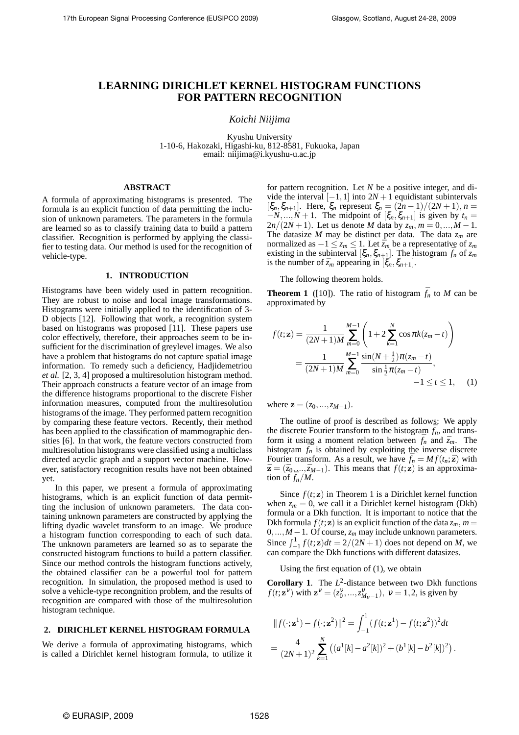# LEARNING DIRICHLET KERNEL HISTOGRAM FUNCTIONS FOR PATTERN RECOGNITION

*Koichi Niijima*

Kyushu University
1-10-6, Hakozaki, Higashi-ku, 812-8581, Fukuoka, Japan
email: niijima@i.kyushu-u.ac.jp

## ABSTRACT

A formula of approximating histograms is presented. The formula is an explicit function of data permitting the inclusion of unknown parameters. The parameters in the formula are learned so as to classify training data to build a pattern classifier. Recognition is performed by applying the classifier to testing data. Our method is used for the recognition of vehicle-type.

## 1. INTRODUCTION

Histograms have been widely used in pattern recognition. They are robust to noise and local image transformations. Histograms were initially applied to the identification of 3-D objects [12]. Following that work, a recognition system based on histograms was proposed [11]. These papers use color effectively, therefore, their approaches seem to be insufficient for the discrimination of greylevel images. We also have a problem that histograms do not capture spatial image information. To remedy such a deficiency, Hadjidemetriou *et al.* [2, 3, 4] proposed a multiresolution histogram method. Their approach constructs a feature vector of an image from the difference histograms proportional to the discrete Fisher information measures, computed from the multiresolution histograms of the image. They performed pattern recognition by comparing these feature vectors. Recently, their method has been applied to the classification of mammographic densities [6]. In that work, the feature vectors constructed from multiresolution histograms were classified using a multiclass directed acyclic graph and a support vector machine. However, satisfactory recognition results have not been obtained yet.

In this paper, we present a formula of approximating histograms, which is an explicit function of data permitting the inclusion of unknown parameters. The data containing unknown parameters are constructed by applying the lifting dyadic wavelet transform to an image. We produce a histogram function corresponding to each of such data. The unknown parameters are learned so as to separate the constructed histogram functions to build a pattern classifier. Since our method controls the histogram functions actively, the obtained classifier can be a powerful tool for pattern recognition. In simulation, the proposed method is used to solve a vehicle-type recongnition problem, and the results of recognition are compared with those of the multiresolution histogram technique.

## 2. DIRICHLET KERNEL HISTOGRAM FORMULA

We derive a formula of approximating histograms, which is called a Dirichlet kernel histogram formula, to utilize it for pattern recognition. Let $N$ be a positive integer, and divide the interval $[-1,1]$ into $2N+1$ equidistant subintervals $[\xi_n, \xi_{n+1}]$. Here, $\xi_n$ represent $\xi_n = (2n-1)/(2N+1), n = -N, ..., N+1$. The midpoint of $[\xi_n, \xi_{n+1}]$ is given by $t_n = 2n/(2N+1)$. Let us denote $M$ data by $z_m, m = 0, ..., M-1$. The datasize $M$ may be distinct per data. The data $z_m$ are normalized as $-1 \le z_m \le 1$. Let $\bar{z}_m$ be a representative of $z_m$ existing in the subinterval $[\xi_n, \xi_{n+1}]$. The histogram $\bar{f}_n$ of $z_m$ is the number of $\bar{z}_m$ appearing in $[\xi_n, \xi_{n+1}]$.

The following theorem holds.

**Theorem 1** ([10]). The ratio of histogram $\bar{f}_n$ to $M$ can be approximated by

$$
\begin{aligned}
f(t;\mathbf{z}) &= \frac{1}{(2N+1)M}\sum_{m=0}^{M-1}\left(1+2\sum_{k=1}^{N}\cos\pi k(z_m-t)\right) \\
&= \frac{1}{(2N+1)M}\sum_{m=0}^{M-1}\frac{\sin(N+\frac{1}{2})\pi(z_m-t)}{\sin\frac{1}{2}\pi(z_m-t)}, \\
&\qquad\qquad\qquad\qquad -1 \le t \le 1, \qquad (1)
\end{aligned}
$$

where $\mathbf{z} = (z_0, ..., z_{M-1})$.

The outline of proof is described as follows: We apply the discrete Fourier transform to the histogram $\bar{f}_n$, and transform it using a moment relation between $\bar{f}_n$ and $\bar{z}_m$. The histogram $\bar{f}_n$ is obtained by exploiting the inverse discrete Fourier transform. As a result, we have $\bar{f}_n = Mf(t_n;\bar{\mathbf{z}})$ with $\bar{\mathbf{z}} = (\bar{z}_0, ..., \bar{z}_{M-1})$. This means that $f(t;\mathbf{z})$ is an approximation of $\bar{f}_n/M$.

Since $f(t;\mathbf{z})$ in Theorem 1 is a Dirichlet kernel function when $z_m = 0$, we call it a Dirichlet kernel histogram (Dkh) formula or a Dkh function. It is important to notice that the Dkh formula $f(t;\mathbf{z})$ is an explicit function of the data $z_m, m = 0, ..., M-1$. Of course, $z_m$ may include unknown parameters. Since $\int_{-1}^{1} f(t;\mathbf{z})dt = 2/(2N+1)$ does not depend on $M$, we can compare the Dkh functions with different datasizes.

Using the first equation of (1), we obtain

**Corollary 1**. The $L^2$-distance between two Dkh functions $f(t;\mathbf{z}^\nu)$ with $\mathbf{z}^\nu = (z_0^\nu, ..., z_{M_\nu-1}^\nu)$, $\nu = 1, 2$, is given by

$$
\begin{aligned}
&\|f(\cdot;\mathbf{z}^1) - f(\cdot;\mathbf{z}^2)\|^2 = \int_{-1}^{1}(f(t;\mathbf{z}^1) - f(t;\mathbf{z}^2))^2 dt \\
&= \frac{4}{(2N+1)^2}\sum_{k=1}^{N}\left((a^1[k]-a^2[k])^2 + (b^1[k]-b^2[k])^2\right).
\end{aligned}
$$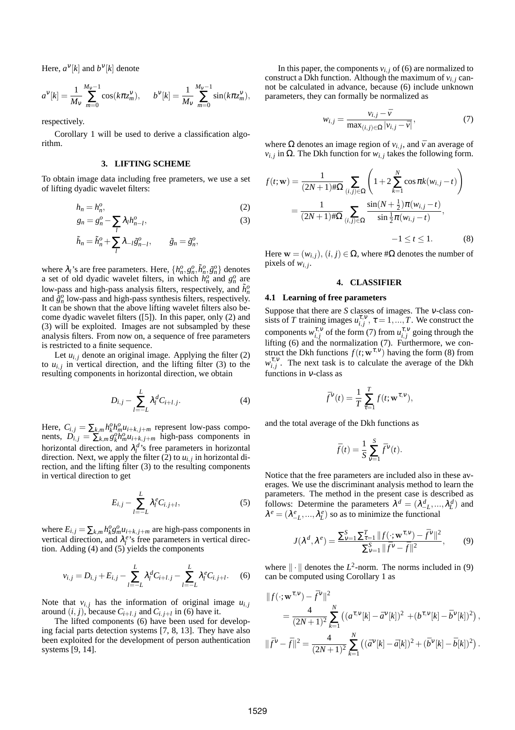Here, $a^{\nu}[k]$ and $b^{\nu}[k]$ denote

$$a^{\nu}[k] = \frac{1}{M_{\nu}} \sum_{m=0}^{M_{\nu}-1} \cos(k\pi z_m^{\nu}), \qquad b^{\nu}[k] = \frac{1}{M_{\nu}} \sum_{m=0}^{M_{\nu}-1} \sin(k\pi z_m^{\nu}),$$

respectively.

Corollary 1 will be used to derive a classification algorithm.

## 3. LIFTING SCHEME

To obtain image data including free prameters, we use a set of lifting dyadic wavelet filters:

$$h_n = h_n^o, \tag{2}$$

$$g_n = g_n^o - \sum_l \lambda_l h_{n-l}^o, \tag{3}$$

$$\tilde{h}_n = \tilde{h}_n^o + \sum_l \lambda_{-l} \tilde{g}_{n-l}^o, \qquad \tilde{g}_n = \tilde{g}_n^o,$$

where $\lambda_l$'s are free parameters. Here, $\{h_n^o, g_n^o, \tilde{h}_n^o, \tilde{g}_n^o\}$ denotes a set of old dyadic wavelet filters, in which $h_n^o$ and $g_n^o$ are low-pass and high-pass analysis filters, respectively, and $\tilde{h}_n^o$ and $\tilde{g}_n^o$ low-pass and high-pass synthesis filters, respectively. It can be shown that the above lifting wavelet filters also become dyadic wavelet filters ([5]). In this paper, only (2) and (3) will be exploited. Images are not subsampled by these analysis filters. From now on, a sequence of free parameters is restricted to a finite sequence.

Let $u_{i,j}$ denote an original image. Applying the filter (2) to $u_{i,j}$ in vertical direction, and the lifting filter (3) to the resulting components in horizontal direction, we obtain

$$D_{i,j} - \sum_{l=-L}^{L} \lambda_l^d C_{i+l,j}. \tag{4}$$

Here, $C_{i,j} = \sum_{k,m} h_k^o h_m^o u_{i+k,j+m}$ represent low-pass components, $D_{i,j} = \sum_{k,m} g_k^o h_m^o u_{i+k,j+m}$ high-pass components in horizontal direction, and $\lambda_l^d$'s free parameters in horizontal direction. Next, we apply the filter (2) to $u_{i,j}$ in horizontal direction, and the lifting filter (3) to the resulting components in vertical direction to get

$$E_{i,j} - \sum_{l=-L}^{L} \lambda_l^e C_{i,j+l}, \tag{5}$$

where $E_{i,j} = \sum_{k,m} h_k^o g_m^o u_{i+k,j+m}$ are high-pass components in vertical direction, and $\lambda_l^e$'s free parameters in vertical direction. Adding (4) and (5) yields the components

$$v_{i,j} = D_{i,j} + E_{i,j} - \sum_{l=-L}^{L} \lambda_l^d C_{i+l,j} - \sum_{l=-L}^{L} \lambda_l^e C_{i,j+l}. \tag{6}$$

Note that $v_{i,j}$ has the information of original image $u_{i,j}$ around $(i,j)$, because $C_{i+l,j}$ and $C_{i,j+l}$ in (6) have it.

The lifted components (6) have been used for developing facial parts detection systems [7, 8, 13]. They have also been exploited for the development of person authentication systems [9, 14].

In this paper, the components $v_{i,j}$ of (6) are normalized to construct a Dkh function. Although the maximum of $v_{i,j}$ cannot be calculated in advance, because (6) include unknown parameters, they can formally be normalized as

$$w_{i,j} = \frac{v_{i,j} - \bar{v}}{\max_{(i,j)\in\Omega} |v_{i,j} - \bar{v}|}, \tag{7}$$

where $\Omega$ denotes an image region of $v_{i,j}$, and $\bar{v}$ an average of $v_{i,j}$ in $\Omega$. The Dkh function for $w_{i,j}$ takes the following form.

$$\begin{aligned} f(t;\mathbf{w}) &= \frac{1}{(2N+1)\#\Omega} \sum_{(i,j)\in\Omega} \left(1 + 2\sum_{k=1}^{N} \cos \pi k(w_{i,j} - t)\right) \\ &= \frac{1}{(2N+1)\#\Omega} \sum_{(i,j)\in\Omega} \frac{\sin(N+\frac{1}{2})\pi(w_{i,j} - t)}{\sin \frac{1}{2}\pi(w_{i,j} - t)}, \\ &\qquad\qquad -1 \le t \le 1. \end{aligned} \tag{8}$$

Here $\mathbf{w} = (w_{i,j})$, $(i,j) \in \Omega$, where $\#\Omega$ denotes the number of pixels of $w_{i,j}$.

## 4. CLASSIFIER

### 4.1 Learning of free parameters

Suppose that there are $S$ classes of images. The $\nu$-class consists of $T$ training images $u_{i,j}^{\tau,\nu}$, $\tau = 1, ..., T$. We construct the components $w_{i,j}^{\tau,\nu}$ of the form (7) from $u_{i,j}^{\tau,\nu}$ going through the lifting (6) and the normalization (7). Furthermore, we construct the Dkh functions $f(t;\mathbf{w}^{\tau,\nu})$ having the form (8) from $w_{i,j}^{\tau,\nu}$. The next task is to calculate the average of the Dkh functions in $\nu$-class as

$$\bar{f}^{\nu}(t) = \frac{1}{T} \sum_{\tau=1}^{T} f(t;\mathbf{w}^{\tau,\nu}),$$

and the total average of the Dkh functions as

$$\bar{f}(t) = \frac{1}{S} \sum_{\nu=1}^{S} \bar{f}^{\nu}(t).$$

Notice that the free parameters are included also in these averages. We use the discriminant analysis method to learn the parameters. The method in the present case is described as follows: Determine the parameters $\lambda^d = (\lambda_{-L}^d, ..., \lambda_L^d)$ and $\lambda^e = (\lambda_{-L}^e, ..., \lambda_L^e)$ so as to minimize the functional

$$J(\lambda^d, \lambda^e) = \frac{\sum_{\nu=1}^{S} \sum_{\tau=1}^{T} \| f(\cdot;\mathbf{w}^{\tau,\nu}) - \bar{f}^{\nu} \|^2}{\sum_{\nu=1}^{S} \| \bar{f}^{\nu} - \bar{f} \|^2}, \tag{9}$$

where $\|\cdot\|$ denotes the $L^2$-norm. The norms included in (9) can be computed using Corollary 1 as

$$\begin{aligned} &\| f(\cdot;\mathbf{w}^{\tau,\nu}) - \bar{f}^{\nu} \|^2 \\ &\quad = \frac{4}{(2N+1)^2} \sum_{k=1}^{N} \left( (a^{\tau,\nu}[k] - \bar{a}^{\nu}[k])^2 + (b^{\tau,\nu}[k] - \bar{b}^{\nu}[k])^2 \right), \end{aligned}$$

$$\| \bar{f}^{\nu} - \bar{f} \|^2 = \frac{4}{(2N+1)^2} \sum_{k=1}^{N} \left( (\bar{a}^{\nu}[k] - \bar{a}[k])^2 + (\bar{b}^{\nu}[k] - \bar{b}[k])^2 \right).$$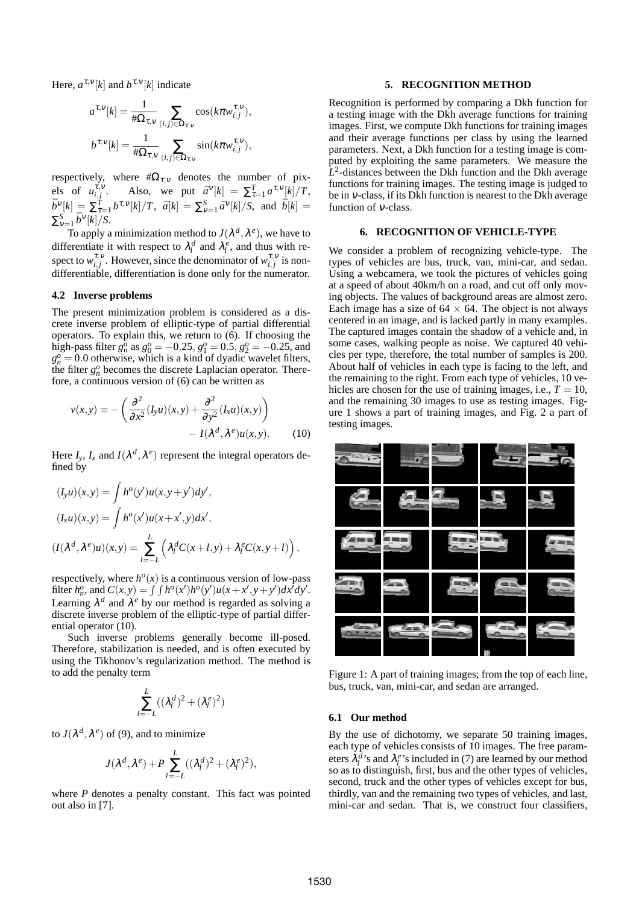Here, $a^{\tau,\nu}[k]$ and $b^{\tau,\nu}[k]$ indicate

$$a^{\tau,\nu}[k] = \frac{1}{\#\Omega_{\tau,\nu}} \sum_{(i,j)\in\Omega_{\tau,\nu}} \cos(k\pi w_{i,j}^{\tau,\nu}),$$

$$b^{\tau,\nu}[k] = \frac{1}{\#\Omega_{\tau,\nu}} \sum_{(i,j)\in\Omega_{\tau,\nu}} \sin(k\pi w_{i,j}^{\tau,\nu}),$$

respectively, where $\#\Omega_{\tau,\nu}$ denotes the number of pixels of $u_{i,j}^{\tau,\nu}$. Also, we put $\bar{a}^{\nu}[k] = \sum_{\tau=1}^{T} a^{\tau,\nu}[k]/T$, $\bar{b}^{\nu}[k] = \sum_{\tau=1}^{T} b^{\tau,\nu}[k]/T$, $\bar{a}[k] = \sum_{\nu=1}^{S} \bar{a}^{\nu}[k]/S$, and $\bar{b}[k] = \sum_{\nu=1}^{S} \bar{b}^{\nu}[k]/S$.

To apply a minimization method to $J(\lambda^d, \lambda^e)$, we have to differentiate it with respect to $\lambda_l^d$ and $\lambda_l^e$, and thus with respect to $w_{i,j}^{\tau,\nu}$. However, since the denominator of $w_{i,j}^{\tau,\nu}$ is non-differentiable, differentiation is done only for the numerator.

### 4.2 Inverse problems

The present minimization problem is considered as a discrete inverse problem of elliptic-type of partial differential operators. To explain this, we return to (6). If choosing the high-pass filter $g_n^o$ as $g_0^o = -0.25$, $g_1^o = 0.5$, $g_2^o = -0.25$, and $g_n^o = 0.0$ otherwise, which is a kind of dyadic wavelet filters, the filter $g_n^o$ becomes the discrete Laplacian operator. Therefore, a continuous version of (6) can be written as

$$v(x,y) = -\left(\frac{\partial^2}{\partial x^2}(I_y u)(x,y) + \frac{\partial^2}{\partial y^2}(I_x u)(x,y)\right) - I(\lambda^d, \lambda^e)u(x,y). \qquad (10)$$

Here $I_y$, $I_x$ and $I(\lambda^d, \lambda^e)$ represent the integral operators defined by

$$(I_y u)(x,y) = \int h^o(y')u(x, y+y')dy',$$

$$(I_x u)(x,y) = \int h^o(x')u(x+x', y)dx',$$

$$(I(\lambda^d, \lambda^e)u)(x,y) = \sum_{l=-L}^{L} \left(\lambda_l^d C(x+l, y) + \lambda_l^e C(x, y+l)\right),$$

respectively, where $h^o(x)$ is a continuous version of low-pass filter $h_n^o$, and $C(x,y) = \int\int h^o(x')h^o(y')u(x+x', y+y')dx'dy'$. Learning $\lambda^d$ and $\lambda^e$ by our method is regarded as solving a discrete inverse problem of the elliptic-type of partial differential operator (10).

Such inverse problems generally become ill-posed. Therefore, stabilization is needed, and is often executed by using the Tikhonov's regularization method. The method is to add the penalty term

$$\sum_{l=-L}^{L} ((\lambda_l^d)^2 + (\lambda_l^e)^2)$$

to $J(\lambda^d, \lambda^e)$ of (9), and to minimize

$$J(\lambda^d, \lambda^e) + P \sum_{l=-L}^{L} ((\lambda_l^d)^2 + (\lambda_l^e)^2),$$

where $P$ denotes a penalty constant. This fact was pointed out also in [7].

## 5. RECOGNITION METHOD

Recognition is performed by comparing a Dkh function for a testing image with the Dkh average functions for training images. First, we compute Dkh functions for training images and their average functions per class by using the learned parameters. Next, a Dkh function for a testing image is computed by exploiting the same parameters. We measure the $L^2$-distances between the Dkh function and the Dkh average functions for training images. The testing image is judged to be in $\nu$-class, if its Dkh function is nearest to the Dkh average function of $\nu$-class.

## 6. RECOGNITION OF VEHICLE-TYPE

We consider a problem of recognizing vehicle-type. The types of vehicles are bus, truck, van, mini-car, and sedan. Using a webcamera, we took the pictures of vehicles going at a speed of about 40km/h on a road, and cut off only moving objects. The values of background areas are almost zero. Each image has a size of $64 \times 64$. The object is not always centered in an image, and is lacked partly in many examples. The captured images contain the shadow of a vehicle and, in some cases, walking people as noise. We captured 40 vehicles per type, therefore, the total number of samples is 200. About half of vehicles in each type is facing to the left, and the remaining to the right. From each type of vehicles, 10 vehicles are chosen for the use of training images, i.e., $T = 10$, and the remaining 30 images to use as testing images. Figure 1 shows a part of training images, and Fig. 2 a part of testing images.

Figure 1: A part of training images; from the top of each line, bus, truck, van, mini-car, and sedan are arranged.

### 6.1 Our method

By the use of dichotomy, we separate 50 training images, each type of vehicles consists of 10 images. The free parameters $\lambda_l^d$'s and $\lambda_l^e$'s included in (7) are learned by our method so as to distinguish, first, bus and the other types of vehicles, second, truck and the other types of vehicles except for bus, thirdly, van and the remaining two types of vehicles, and last, mini-car and sedan. That is, we construct four classifiers,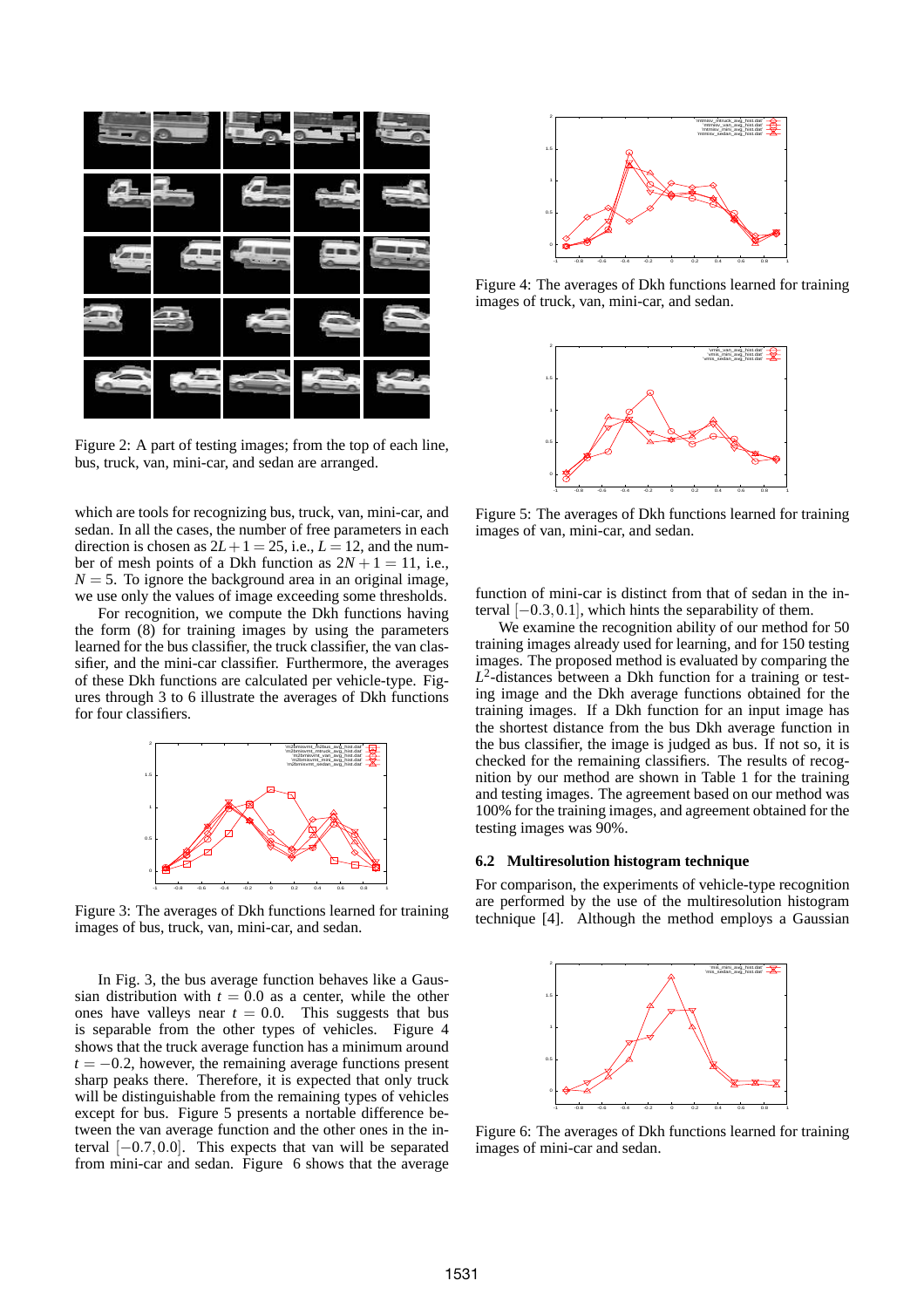Figure 2: A part of testing images; from the top of each line, bus, truck, van, mini-car, and sedan are arranged.

which are tools for recognizing bus, truck, van, mini-car, and sedan. In all the cases, the number of free parameters in each direction is chosen as $2L+1 = 25$, i.e., $L = 12$, and the number of mesh points of a Dkh function as $2N+1 = 11$, i.e., $N = 5$. To ignore the background area in an original image, we use only the values of image exceeding some thresholds.

For recognition, we compute the Dkh functions having the form (8) for training images by using the parameters learned for the bus classifier, the truck classifier, the van classifier, and the mini-car classifier. Furthermore, the averages of these Dkh functions are calculated per vehicle-type. Figures through 3 to 6 illustrate the averages of Dkh functions for four classifiers.

Figure 3: The averages of Dkh functions learned for training images of bus, truck, van, mini-car, and sedan.

In Fig. 3, the bus average function behaves like a Gaussian distribution with $t = 0.0$ as a center, while the other ones have valleys near $t = 0.0$. This suggests that bus is separable from the other types of vehicles. Figure 4 shows that the truck average function has a minimum around $t = -0.2$, however, the remaining average functions present sharp peaks there. Therefore, it is expected that only truck will be distinguishable from the remaining types of vehicles except for bus. Figure 5 presents a nortable difference between the van average function and the other ones in the interval $[-0.7, 0.0]$. This expects that van will be separated from mini-car and sedan. Figure 6 shows that the average

Figure 4: The averages of Dkh functions learned for training images of truck, van, mini-car, and sedan.

Figure 5: The averages of Dkh functions learned for training images of van, mini-car, and sedan.

function of mini-car is distinct from that of sedan in the interval $[-0.3, 0.1]$, which hints the separability of them.

We examine the recognition ability of our method for 50 training images already used for learning, and for 150 testing images. The proposed method is evaluated by comparing the $L^2$-distances between a Dkh function for a training or testing image and the Dkh average functions obtained for the training images. If a Dkh function for an input image has the shortest distance from the bus Dkh average function in the bus classifier, the image is judged as bus. If not so, it is checked for the remaining classifiers. The results of recognition by our method are shown in Table 1 for the training and testing images. The agreement based on our method was 100% for the training images, and agreement obtained for the testing images was 90%.

### 6.2 Multiresolution histogram technique

For comparison, the experiments of vehicle-type recognition are performed by the use of the multiresolution histogram technique [4]. Although the method employs a Gaussian

Figure 6: The averages of Dkh functions learned for training images of mini-car and sedan.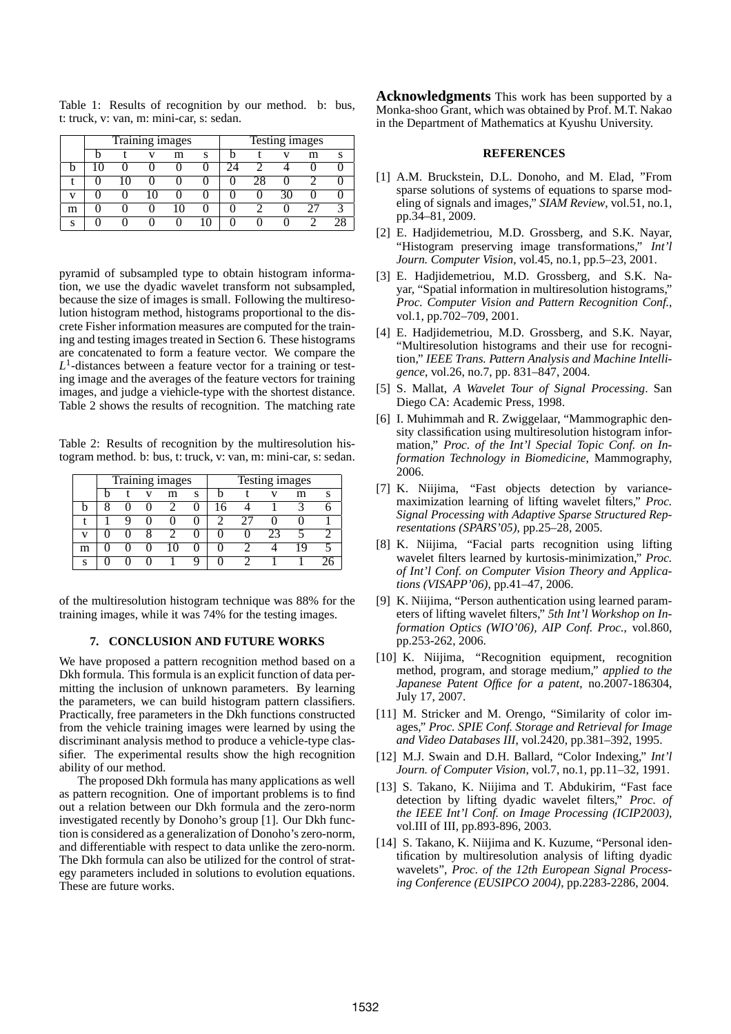Table 1: Results of recognition by our method. b: bus, t: truck, v: van, m: mini-car, s: sedan.

| | Training images | | | | | Testing images | | | | |
|---|---|---|---|---|---|---|---|---|---|---|
| | b | t | v | m | s | b | t | v | m | s |
| b | 10 | 0 | 0 | 0 | 0 | 24 | 2 | 4 | 0 | 0 |
| t | 0 | 10 | 0 | 0 | 0 | 0 | 28 | 0 | 2 | 0 |
| v | 0 | 0 | 10 | 0 | 0 | 0 | 0 | 30 | 0 | 0 |
| m | 0 | 0 | 0 | 10 | 0 | 0 | 2 | 0 | 27 | 3 |
| s | 0 | 0 | 0 | 0 | 10 | 0 | 0 | 0 | 2 | 28 |

pyramid of subsampled type to obtain histogram information, we use the dyadic wavelet transform not subsampled, because the size of images is small. Following the multiresolution histogram method, histograms proportional to the discrete Fisher information measures are computed for the training and testing images treated in Section 6. These histograms are concatenated to form a feature vector. We compare the $L^1$-distances between a feature vector for a training or testing image and the averages of the feature vectors for training images, and judge a viehicle-type with the shortest distance. Table 2 shows the results of recognition. The matching rate

Table 2: Results of recognition by the multiresolution histogram method. b: bus, t: truck, v: van, m: mini-car, s: sedan.

| | Training images | | | | | Testing images | | | | |
|---|---|---|---|---|---|---|---|---|---|---|
| | b | t | v | m | s | b | t | v | m | s |
| b | 8 | 0 | 0 | 2 | 0 | 16 | 4 | 1 | 3 | 6 |
| t | 1 | 9 | 0 | 0 | 0 | 2 | 27 | 0 | 0 | 1 |
| v | 0 | 0 | 8 | 2 | 0 | 0 | 0 | 23 | 5 | 2 |
| m | 0 | 0 | 0 | 10 | 0 | 0 | 2 | 4 | 19 | 5 |
| s | 0 | 0 | 0 | 1 | 9 | 0 | 2 | 1 | 1 | 26 |

of the multiresolution histogram technique was 88% for the training images, while it was 74% for the testing images.

## 7. CONCLUSION AND FUTURE WORKS

We have proposed a pattern recognition method based on a Dkh formula. This formula is an explicit function of data permitting the inclusion of unknown parameters. By learning the parameters, we can build histogram pattern classifiers. Practically, free parameters in the Dkh functions constructed from the vehicle training images were learned by using the discriminant analysis method to produce a vehicle-type classifier. The experimental results show the high recognition ability of our method.

The proposed Dkh formula has many applications as well as pattern recognition. One of important problems is to find out a relation between our Dkh formula and the zero-norm investigated recently by Donoho's group [1]. Our Dkh function is considered as a generalization of Donoho's zero-norm, and differentiable with respect to data unlike the zero-norm. The Dkh formula can also be utilized for the control of strategy parameters included in solutions to evolution equations. These are future works.

**Acknowledgments** This work has been supported by a Monka-shoo Grant, which was obtained by Prof. M.T. Nakao in the Department of Mathematics at Kyushu University.

## REFERENCES

[1] A.M. Bruckstein, D.L. Donoho, and M. Elad, "From sparse solutions of systems of equations to sparse modeling of signals and images," *SIAM Review*, vol.51, no.1, pp.34–81, 2009.

[2] E. Hadjidemetriou, M.D. Grossberg, and S.K. Nayar, "Histogram preserving image transformations," *Int'l Journ. Computer Vision*, vol.45, no.1, pp.5–23, 2001.

[3] E. Hadjidemetriou, M.D. Grossberg, and S.K. Nayar, "Spatial information in multiresolution histograms," *Proc. Computer Vision and Pattern Recognition Conf.*, vol.1, pp.702–709, 2001.

[4] E. Hadjidemetriou, M.D. Grossberg, and S.K. Nayar, "Multiresolution histograms and their use for recognition," *IEEE Trans. Pattern Analysis and Machine Intelligence*, vol.26, no.7, pp. 831–847, 2004.

[5] S. Mallat, *A Wavelet Tour of Signal Processing*. San Diego CA: Academic Press, 1998.

[6] I. Muhimmah and R. Zwiggelaar, "Mammographic density classification using multiresolution histogram information," *Proc. of the Int'l Special Topic Conf. on Information Technology in Biomedicine*, Mammography, 2006.

[7] K. Niijima, "Fast objects detection by variance-maximization learning of lifting wavelet filters," *Proc. Signal Processing with Adaptive Sparse Structured Representations (SPARS'05)*, pp.25–28, 2005.

[8] K. Niijima, "Facial parts recognition using lifting wavelet filters learned by kurtosis-minimization," *Proc. of Int'l Conf. on Computer Vision Theory and Applications (VISAPP'06)*, pp.41–47, 2006.

[9] K. Niijima, "Person authentication using learned parameters of lifting wavelet filters," *5th Int'l Workshop on Information Optics (WIO'06), AIP Conf. Proc.*, vol.860, pp.253-262, 2006.

[10] K. Niijima, "Recognition equipment, recognition method, program, and storage medium," *applied to the Japanese Patent Office for a patent*, no.2007-186304, July 17, 2007.

[11] M. Stricker and M. Orengo, "Similarity of color images," *Proc. SPIE Conf. Storage and Retrieval for Image and Video Databases III*, vol.2420, pp.381–392, 1995.

[12] M.J. Swain and D.H. Ballard, "Color Indexing," *Int'l Journ. of Computer Vision*, vol.7, no.1, pp.11–32, 1991.

[13] S. Takano, K. Niijima and T. Abdukirim, "Fast face detection by lifting dyadic wavelet filters," *Proc. of the IEEE Int'l Conf. on Image Processing (ICIP2003)*, vol.III of III, pp.893-896, 2003.

[14] S. Takano, K. Niijima and K. Kuzume, "Personal identification by multiresolution analysis of lifting dyadic wavelets", *Proc. of the 12th European Signal Processing Conference (EUSIPCO 2004)*, pp.2283-2286, 2004.